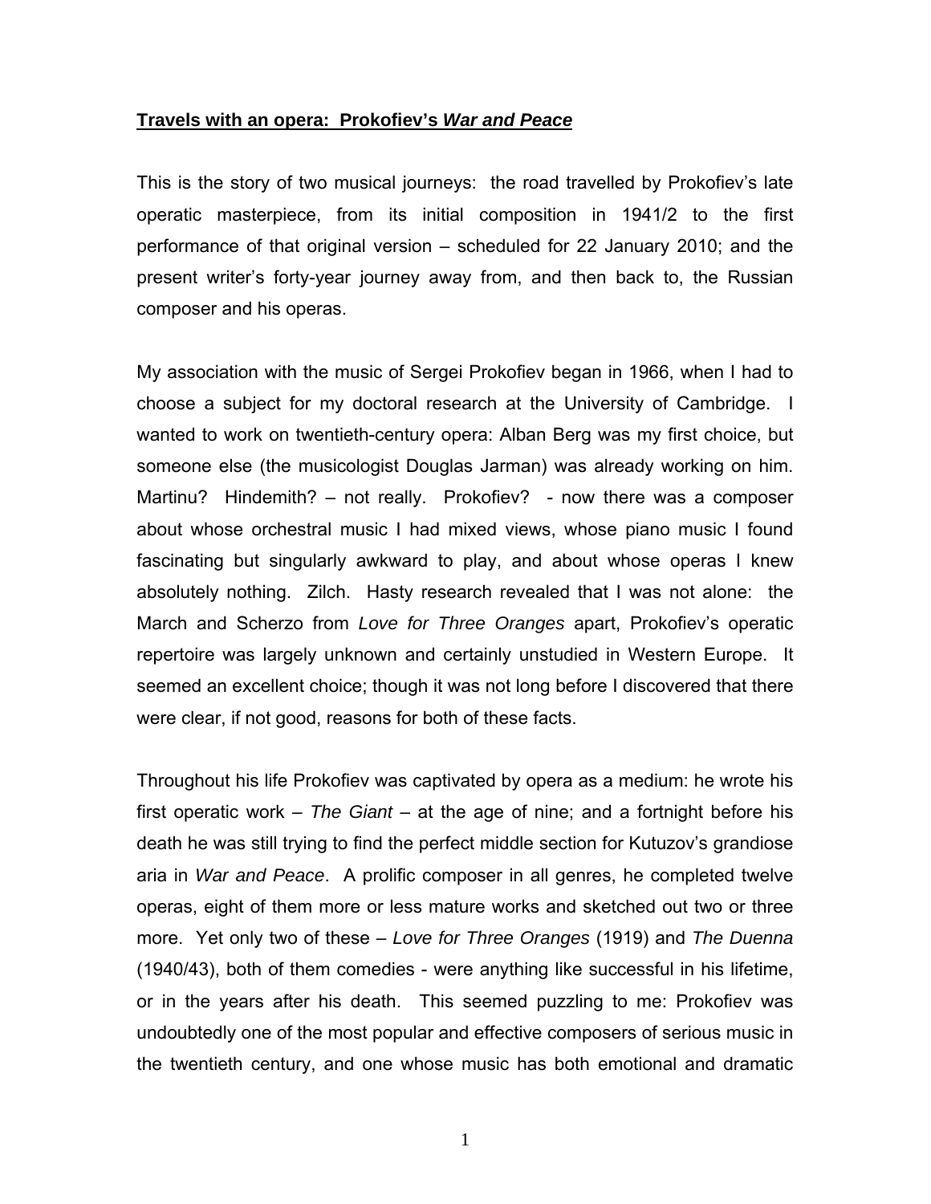**Travels with an opera: Prokofiev's *War and Peace***

This is the story of two musical journeys: the road travelled by Prokofiev's late operatic masterpiece, from its initial composition in 1941/2 to the first performance of that original version – scheduled for 22 January 2010; and the present writer's forty-year journey away from, and then back to, the Russian composer and his operas.

My association with the music of Sergei Prokofiev began in 1966, when I had to choose a subject for my doctoral research at the University of Cambridge. I wanted to work on twentieth-century opera: Alban Berg was my first choice, but someone else (the musicologist Douglas Jarman) was already working on him. Martinu? Hindemith? – not really. Prokofiev? - now there was a composer about whose orchestral music I had mixed views, whose piano music I found fascinating but singularly awkward to play, and about whose operas I knew absolutely nothing. Zilch. Hasty research revealed that I was not alone: the March and Scherzo from *Love for Three Oranges* apart, Prokofiev's operatic repertoire was largely unknown and certainly unstudied in Western Europe. It seemed an excellent choice; though it was not long before I discovered that there were clear, if not good, reasons for both of these facts.

Throughout his life Prokofiev was captivated by opera as a medium: he wrote his first operatic work – *The Giant* – at the age of nine; and a fortnight before his death he was still trying to find the perfect middle section for Kutuzov's grandiose aria in *War and Peace*. A prolific composer in all genres, he completed twelve operas, eight of them more or less mature works and sketched out two or three more. Yet only two of these – *Love for Three Oranges* (1919) and *The Duenna* (1940/43), both of them comedies - were anything like successful in his lifetime, or in the years after his death. This seemed puzzling to me: Prokofiev was undoubtedly one of the most popular and effective composers of serious music in the twentieth century, and one whose music has both emotional and dramatic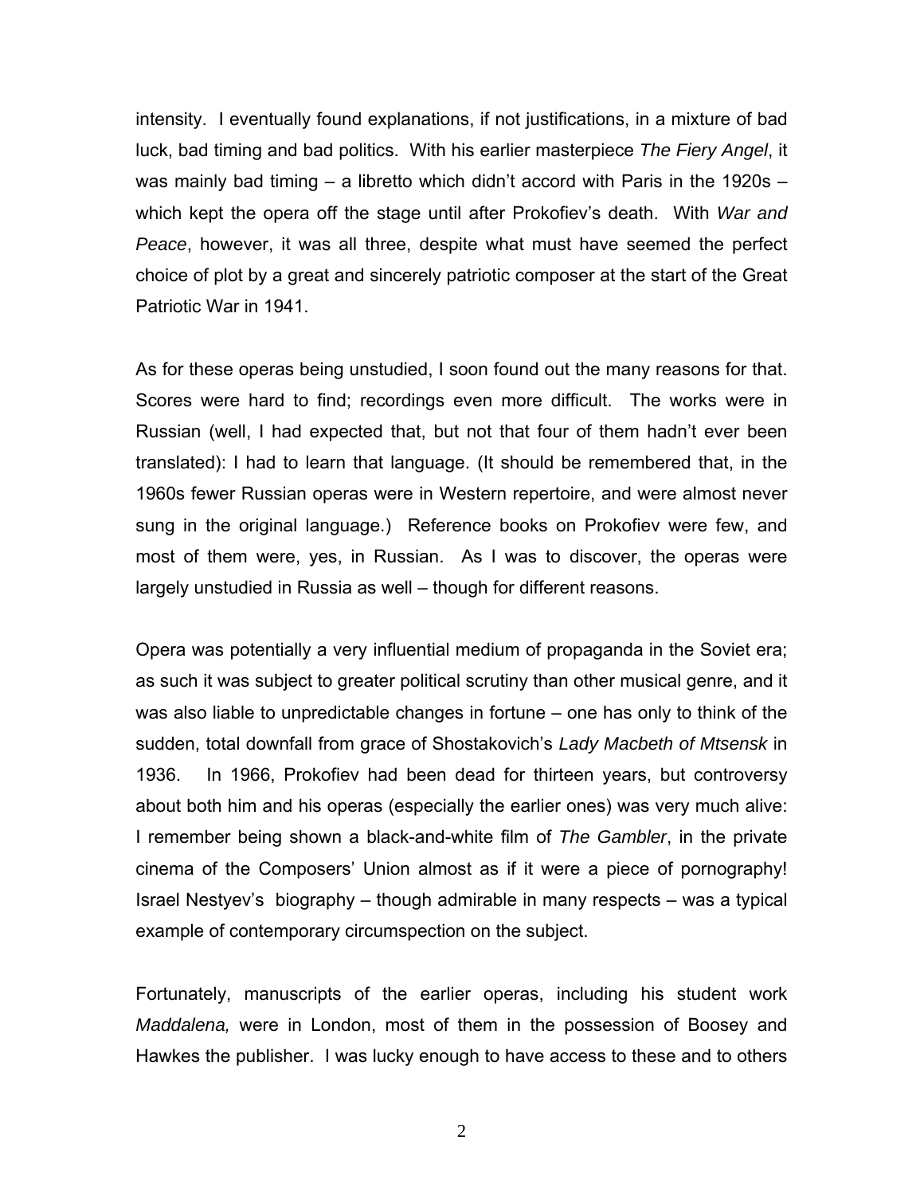intensity. I eventually found explanations, if not justifications, in a mixture of bad luck, bad timing and bad politics. With his earlier masterpiece *The Fiery Angel*, it was mainly bad timing – a libretto which didn't accord with Paris in the 1920s – which kept the opera off the stage until after Prokofiev's death. With *War and Peace*, however, it was all three, despite what must have seemed the perfect choice of plot by a great and sincerely patriotic composer at the start of the Great Patriotic War in 1941.

As for these operas being unstudied, I soon found out the many reasons for that. Scores were hard to find; recordings even more difficult. The works were in Russian (well, I had expected that, but not that four of them hadn't ever been translated): I had to learn that language. (It should be remembered that, in the 1960s fewer Russian operas were in Western repertoire, and were almost never sung in the original language.) Reference books on Prokofiev were few, and most of them were, yes, in Russian. As I was to discover, the operas were largely unstudied in Russia as well – though for different reasons.

Opera was potentially a very influential medium of propaganda in the Soviet era; as such it was subject to greater political scrutiny than other musical genre, and it was also liable to unpredictable changes in fortune – one has only to think of the sudden, total downfall from grace of Shostakovich's *Lady Macbeth of Mtsensk* in 1936. In 1966, Prokofiev had been dead for thirteen years, but controversy about both him and his operas (especially the earlier ones) was very much alive: I remember being shown a black-and-white film of *The Gambler*, in the private cinema of the Composers' Union almost as if it were a piece of pornography! Israel Nestyev's biography – though admirable in many respects – was a typical example of contemporary circumspection on the subject.

Fortunately, manuscripts of the earlier operas, including his student work *Maddalena,* were in London, most of them in the possession of Boosey and Hawkes the publisher. I was lucky enough to have access to these and to others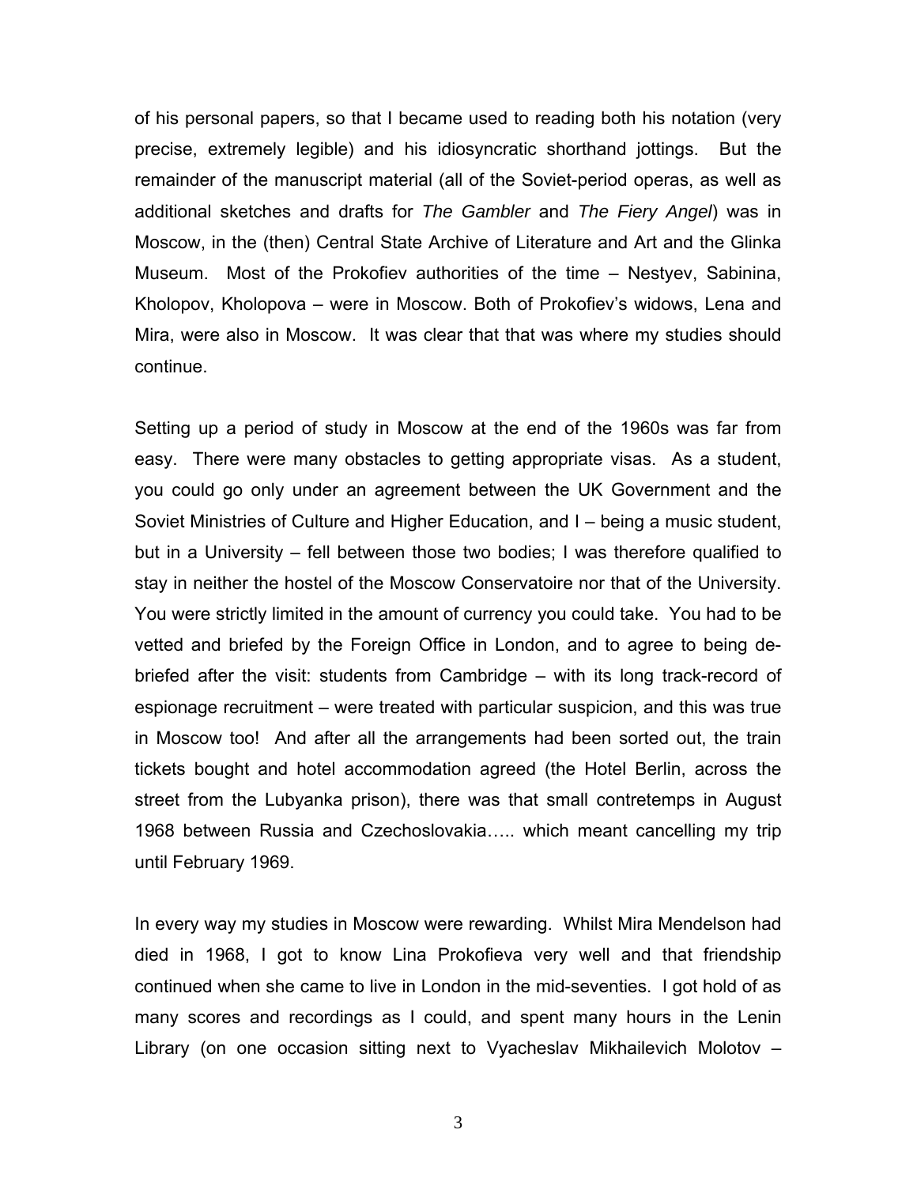of his personal papers, so that I became used to reading both his notation (very precise, extremely legible) and his idiosyncratic shorthand jottings. But the remainder of the manuscript material (all of the Soviet-period operas, as well as additional sketches and drafts for *The Gambler* and *The Fiery Angel*) was in Moscow, in the (then) Central State Archive of Literature and Art and the Glinka Museum. Most of the Prokofiev authorities of the time – Nestyev, Sabinina, Kholopov, Kholopova – were in Moscow. Both of Prokofiev's widows, Lena and Mira, were also in Moscow. It was clear that that was where my studies should continue.

Setting up a period of study in Moscow at the end of the 1960s was far from easy. There were many obstacles to getting appropriate visas. As a student, you could go only under an agreement between the UK Government and the Soviet Ministries of Culture and Higher Education, and I – being a music student, but in a University – fell between those two bodies; I was therefore qualified to stay in neither the hostel of the Moscow Conservatoire nor that of the University. You were strictly limited in the amount of currency you could take. You had to be vetted and briefed by the Foreign Office in London, and to agree to being de-briefed after the visit: students from Cambridge – with its long track-record of espionage recruitment – were treated with particular suspicion, and this was true in Moscow too! And after all the arrangements had been sorted out, the train tickets bought and hotel accommodation agreed (the Hotel Berlin, across the street from the Lubyanka prison), there was that small contretemps in August 1968 between Russia and Czechoslovakia….. which meant cancelling my trip until February 1969.

In every way my studies in Moscow were rewarding. Whilst Mira Mendelson had died in 1968, I got to know Lina Prokofieva very well and that friendship continued when she came to live in London in the mid-seventies. I got hold of as many scores and recordings as I could, and spent many hours in the Lenin Library (on one occasion sitting next to Vyacheslav Mikhailevich Molotov –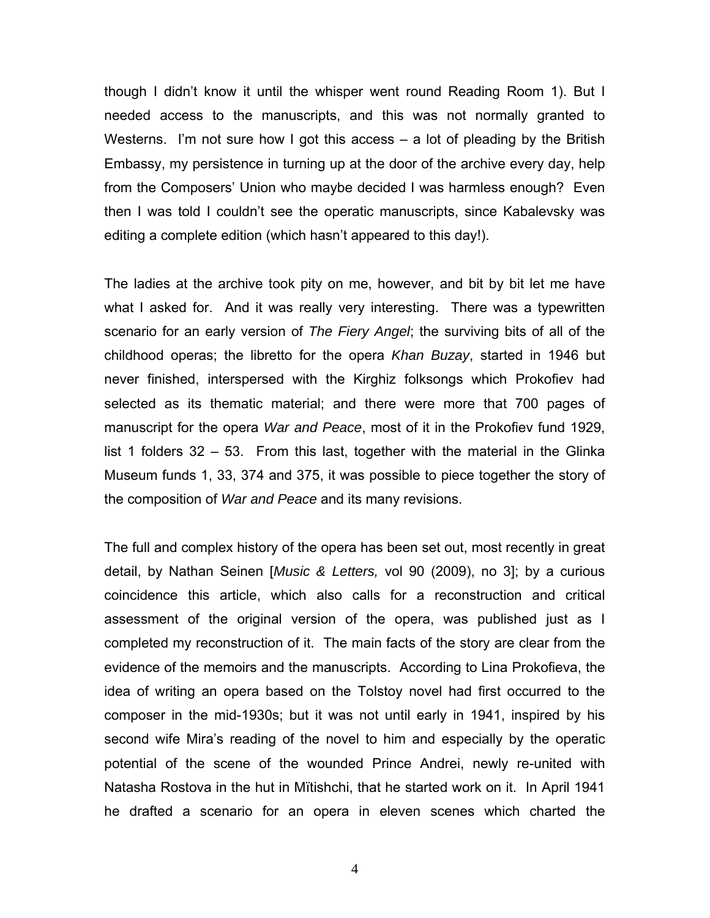though I didn't know it until the whisper went round Reading Room 1). But I needed access to the manuscripts, and this was not normally granted to Westerns. I'm not sure how I got this access – a lot of pleading by the British Embassy, my persistence in turning up at the door of the archive every day, help from the Composers' Union who maybe decided I was harmless enough? Even then I was told I couldn't see the operatic manuscripts, since Kabalevsky was editing a complete edition (which hasn't appeared to this day!).

The ladies at the archive took pity on me, however, and bit by bit let me have what I asked for. And it was really very interesting. There was a typewritten scenario for an early version of *The Fiery Angel*; the surviving bits of all of the childhood operas; the libretto for the opera *Khan Buzay*, started in 1946 but never finished, interspersed with the Kirghiz folksongs which Prokofiev had selected as its thematic material; and there were more that 700 pages of manuscript for the opera *War and Peace*, most of it in the Prokofiev fund 1929, list 1 folders 32 – 53. From this last, together with the material in the Glinka Museum funds 1, 33, 374 and 375, it was possible to piece together the story of the composition of *War and Peace* and its many revisions.

The full and complex history of the opera has been set out, most recently in great detail, by Nathan Seinen [*Music & Letters,* vol 90 (2009), no 3]; by a curious coincidence this article, which also calls for a reconstruction and critical assessment of the original version of the opera, was published just as I completed my reconstruction of it. The main facts of the story are clear from the evidence of the memoirs and the manuscripts. According to Lina Prokofieva, the idea of writing an opera based on the Tolstoy novel had first occurred to the composer in the mid-1930s; but it was not until early in 1941, inspired by his second wife Mira's reading of the novel to him and especially by the operatic potential of the scene of the wounded Prince Andrei, newly re-united with Natasha Rostova in the hut in Mïtishchi, that he started work on it. In April 1941 he drafted a scenario for an opera in eleven scenes which charted the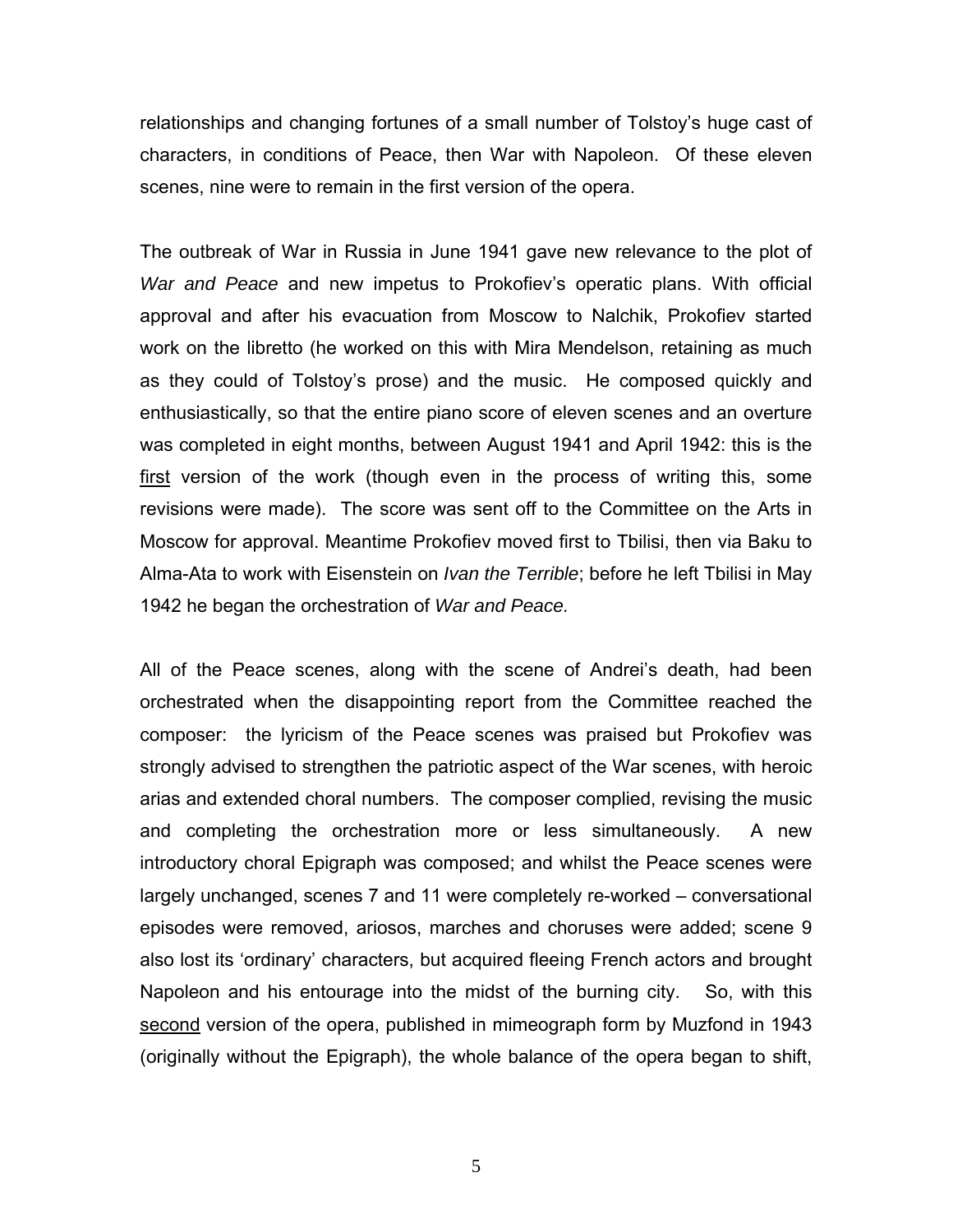relationships and changing fortunes of a small number of Tolstoy's huge cast of characters, in conditions of Peace, then War with Napoleon. Of these eleven scenes, nine were to remain in the first version of the opera.

The outbreak of War in Russia in June 1941 gave new relevance to the plot of *War and Peace* and new impetus to Prokofiev's operatic plans. With official approval and after his evacuation from Moscow to Nalchik, Prokofiev started work on the libretto (he worked on this with Mira Mendelson, retaining as much as they could of Tolstoy's prose) and the music. He composed quickly and enthusiastically, so that the entire piano score of eleven scenes and an overture was completed in eight months, between August 1941 and April 1942: this is the <u>first</u> version of the work (though even in the process of writing this, some revisions were made). The score was sent off to the Committee on the Arts in Moscow for approval. Meantime Prokofiev moved first to Tbilisi, then via Baku to Alma-Ata to work with Eisenstein on *Ivan the Terrible*; before he left Tbilisi in May 1942 he began the orchestration of *War and Peace.*

All of the Peace scenes, along with the scene of Andrei's death, had been orchestrated when the disappointing report from the Committee reached the composer: the lyricism of the Peace scenes was praised but Prokofiev was strongly advised to strengthen the patriotic aspect of the War scenes, with heroic arias and extended choral numbers. The composer complied, revising the music and completing the orchestration more or less simultaneously. A new introductory choral Epigraph was composed; and whilst the Peace scenes were largely unchanged, scenes 7 and 11 were completely re-worked – conversational episodes were removed, ariosos, marches and choruses were added; scene 9 also lost its 'ordinary' characters, but acquired fleeing French actors and brought Napoleon and his entourage into the midst of the burning city. So, with this <u>second</u> version of the opera, published in mimeograph form by Muzfond in 1943 (originally without the Epigraph), the whole balance of the opera began to shift,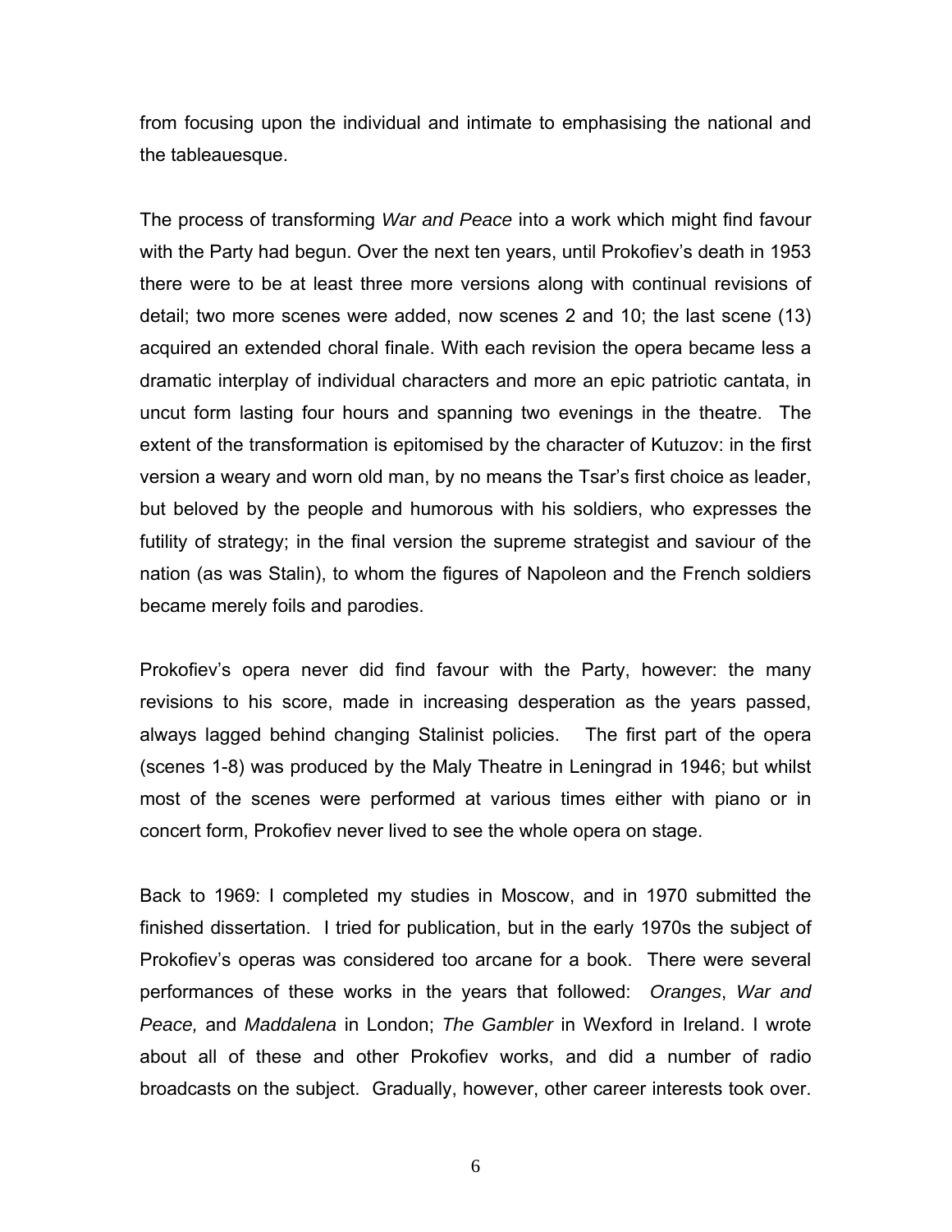from focusing upon the individual and intimate to emphasising the national and the tableauesque.

The process of transforming *War and Peace* into a work which might find favour with the Party had begun. Over the next ten years, until Prokofiev's death in 1953 there were to be at least three more versions along with continual revisions of detail; two more scenes were added, now scenes 2 and 10; the last scene (13) acquired an extended choral finale. With each revision the opera became less a dramatic interplay of individual characters and more an epic patriotic cantata, in uncut form lasting four hours and spanning two evenings in the theatre. The extent of the transformation is epitomised by the character of Kutuzov: in the first version a weary and worn old man, by no means the Tsar's first choice as leader, but beloved by the people and humorous with his soldiers, who expresses the futility of strategy; in the final version the supreme strategist and saviour of the nation (as was Stalin), to whom the figures of Napoleon and the French soldiers became merely foils and parodies.

Prokofiev's opera never did find favour with the Party, however: the many revisions to his score, made in increasing desperation as the years passed, always lagged behind changing Stalinist policies. The first part of the opera (scenes 1-8) was produced by the Maly Theatre in Leningrad in 1946; but whilst most of the scenes were performed at various times either with piano or in concert form, Prokofiev never lived to see the whole opera on stage.

Back to 1969: I completed my studies in Moscow, and in 1970 submitted the finished dissertation. I tried for publication, but in the early 1970s the subject of Prokofiev's operas was considered too arcane for a book. There were several performances of these works in the years that followed: *Oranges*, *War and Peace,* and *Maddalena* in London; *The Gambler* in Wexford in Ireland. I wrote about all of these and other Prokofiev works, and did a number of radio broadcasts on the subject. Gradually, however, other career interests took over.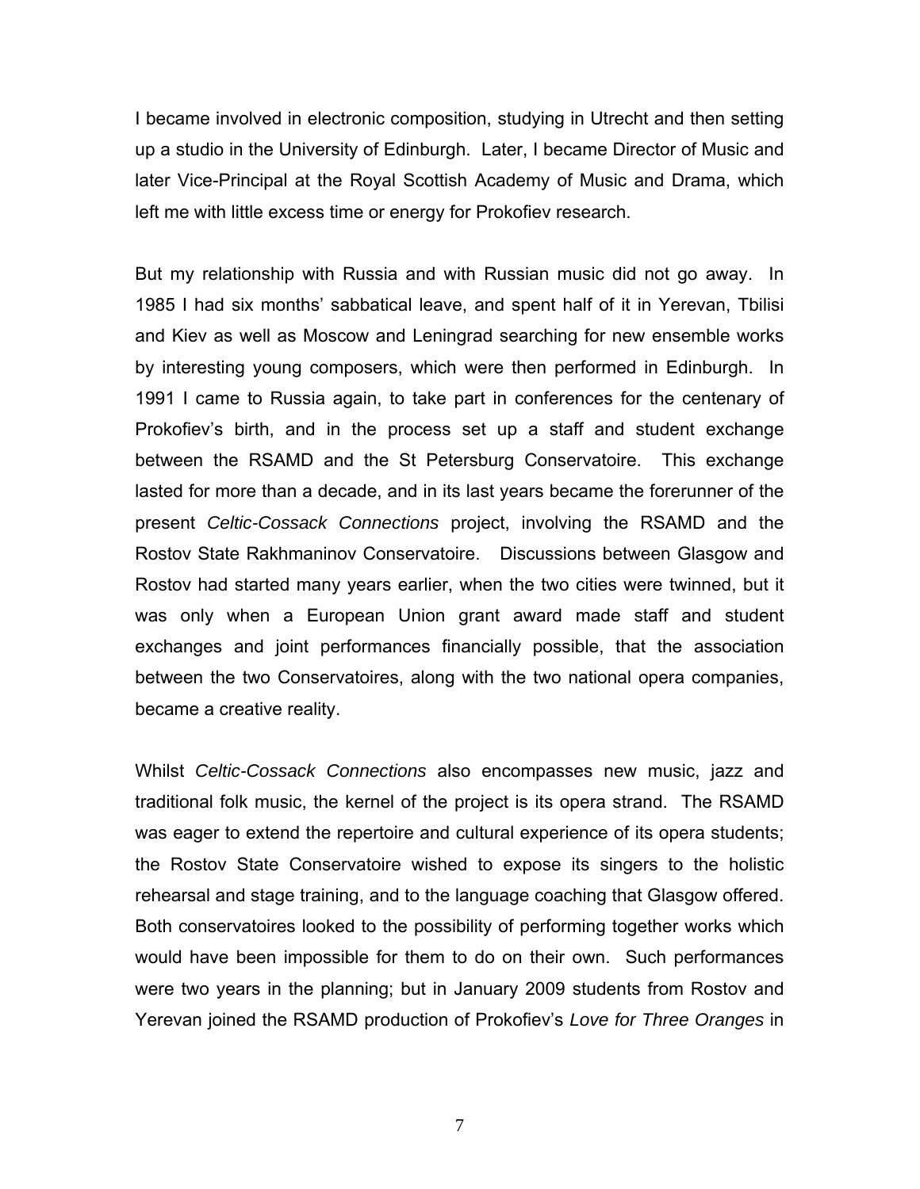I became involved in electronic composition, studying in Utrecht and then setting up a studio in the University of Edinburgh. Later, I became Director of Music and later Vice-Principal at the Royal Scottish Academy of Music and Drama, which left me with little excess time or energy for Prokofiev research.

But my relationship with Russia and with Russian music did not go away. In 1985 I had six months' sabbatical leave, and spent half of it in Yerevan, Tbilisi and Kiev as well as Moscow and Leningrad searching for new ensemble works by interesting young composers, which were then performed in Edinburgh. In 1991 I came to Russia again, to take part in conferences for the centenary of Prokofiev's birth, and in the process set up a staff and student exchange between the RSAMD and the St Petersburg Conservatoire. This exchange lasted for more than a decade, and in its last years became the forerunner of the present *Celtic-Cossack Connections* project, involving the RSAMD and the Rostov State Rakhmaninov Conservatoire. Discussions between Glasgow and Rostov had started many years earlier, when the two cities were twinned, but it was only when a European Union grant award made staff and student exchanges and joint performances financially possible, that the association between the two Conservatoires, along with the two national opera companies, became a creative reality.

Whilst *Celtic-Cossack Connections* also encompasses new music, jazz and traditional folk music, the kernel of the project is its opera strand. The RSAMD was eager to extend the repertoire and cultural experience of its opera students; the Rostov State Conservatoire wished to expose its singers to the holistic rehearsal and stage training, and to the language coaching that Glasgow offered. Both conservatoires looked to the possibility of performing together works which would have been impossible for them to do on their own. Such performances were two years in the planning; but in January 2009 students from Rostov and Yerevan joined the RSAMD production of Prokofiev's *Love for Three Oranges* in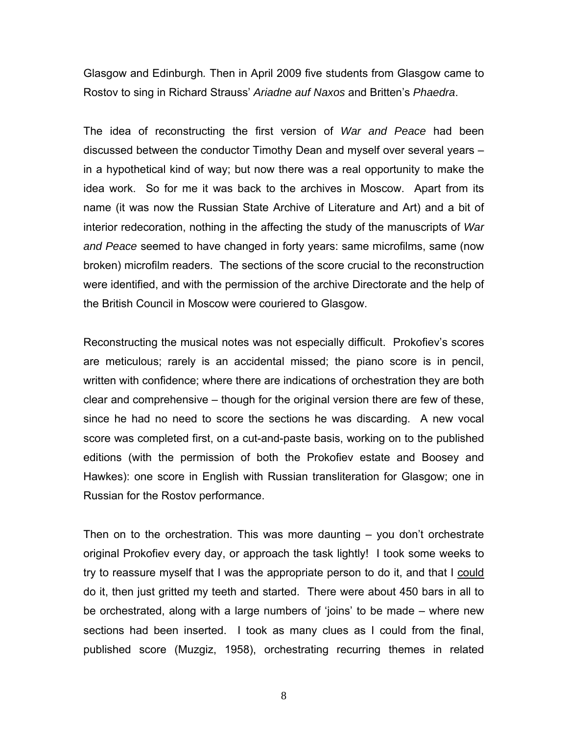Glasgow and Edinburgh. Then in April 2009 five students from Glasgow came to Rostov to sing in Richard Strauss' *Ariadne auf Naxos* and Britten's *Phaedra*.

The idea of reconstructing the first version of *War and Peace* had been discussed between the conductor Timothy Dean and myself over several years – in a hypothetical kind of way; but now there was a real opportunity to make the idea work. So for me it was back to the archives in Moscow. Apart from its name (it was now the Russian State Archive of Literature and Art) and a bit of interior redecoration, nothing in the affecting the study of the manuscripts of *War and Peace* seemed to have changed in forty years: same microfilms, same (now broken) microfilm readers. The sections of the score crucial to the reconstruction were identified, and with the permission of the archive Directorate and the help of the British Council in Moscow were couriered to Glasgow.

Reconstructing the musical notes was not especially difficult. Prokofiev's scores are meticulous; rarely is an accidental missed; the piano score is in pencil, written with confidence; where there are indications of orchestration they are both clear and comprehensive – though for the original version there are few of these, since he had no need to score the sections he was discarding. A new vocal score was completed first, on a cut-and-paste basis, working on to the published editions (with the permission of both the Prokofiev estate and Boosey and Hawkes): one score in English with Russian transliteration for Glasgow; one in Russian for the Rostov performance.

Then on to the orchestration. This was more daunting – you don't orchestrate original Prokofiev every day, or approach the task lightly! I took some weeks to try to reassure myself that I was the appropriate person to do it, and that I <u>could</u> do it, then just gritted my teeth and started. There were about 450 bars in all to be orchestrated, along with a large numbers of 'joins' to be made – where new sections had been inserted. I took as many clues as I could from the final, published score (Muzgiz, 1958), orchestrating recurring themes in related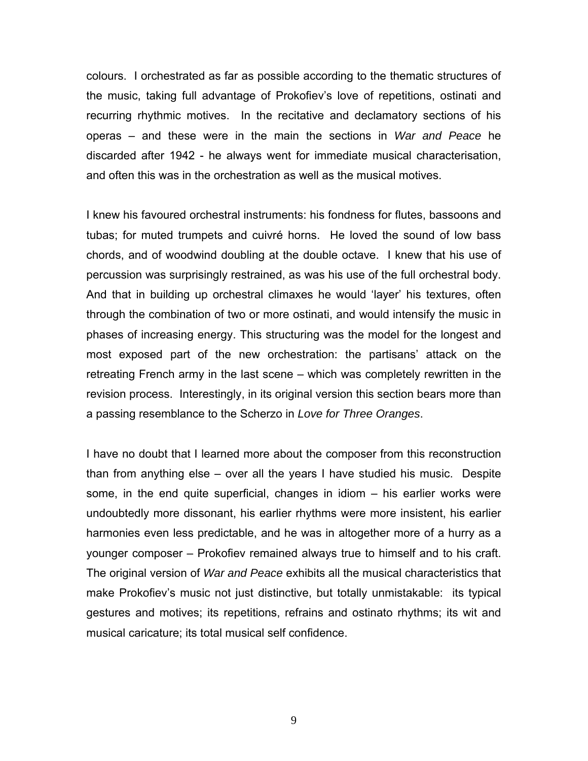colours. I orchestrated as far as possible according to the thematic structures of the music, taking full advantage of Prokofiev's love of repetitions, ostinati and recurring rhythmic motives. In the recitative and declamatory sections of his operas – and these were in the main the sections in *War and Peace* he discarded after 1942 - he always went for immediate musical characterisation, and often this was in the orchestration as well as the musical motives.

I knew his favoured orchestral instruments: his fondness for flutes, bassoons and tubas; for muted trumpets and cuivré horns. He loved the sound of low bass chords, and of woodwind doubling at the double octave. I knew that his use of percussion was surprisingly restrained, as was his use of the full orchestral body. And that in building up orchestral climaxes he would 'layer' his textures, often through the combination of two or more ostinati, and would intensify the music in phases of increasing energy. This structuring was the model for the longest and most exposed part of the new orchestration: the partisans' attack on the retreating French army in the last scene – which was completely rewritten in the revision process. Interestingly, in its original version this section bears more than a passing resemblance to the Scherzo in *Love for Three Oranges*.

I have no doubt that I learned more about the composer from this reconstruction than from anything else – over all the years I have studied his music. Despite some, in the end quite superficial, changes in idiom – his earlier works were undoubtedly more dissonant, his earlier rhythms were more insistent, his earlier harmonies even less predictable, and he was in altogether more of a hurry as a younger composer – Prokofiev remained always true to himself and to his craft. The original version of *War and Peace* exhibits all the musical characteristics that make Prokofiev's music not just distinctive, but totally unmistakable: its typical gestures and motives; its repetitions, refrains and ostinato rhythms; its wit and musical caricature; its total musical self confidence.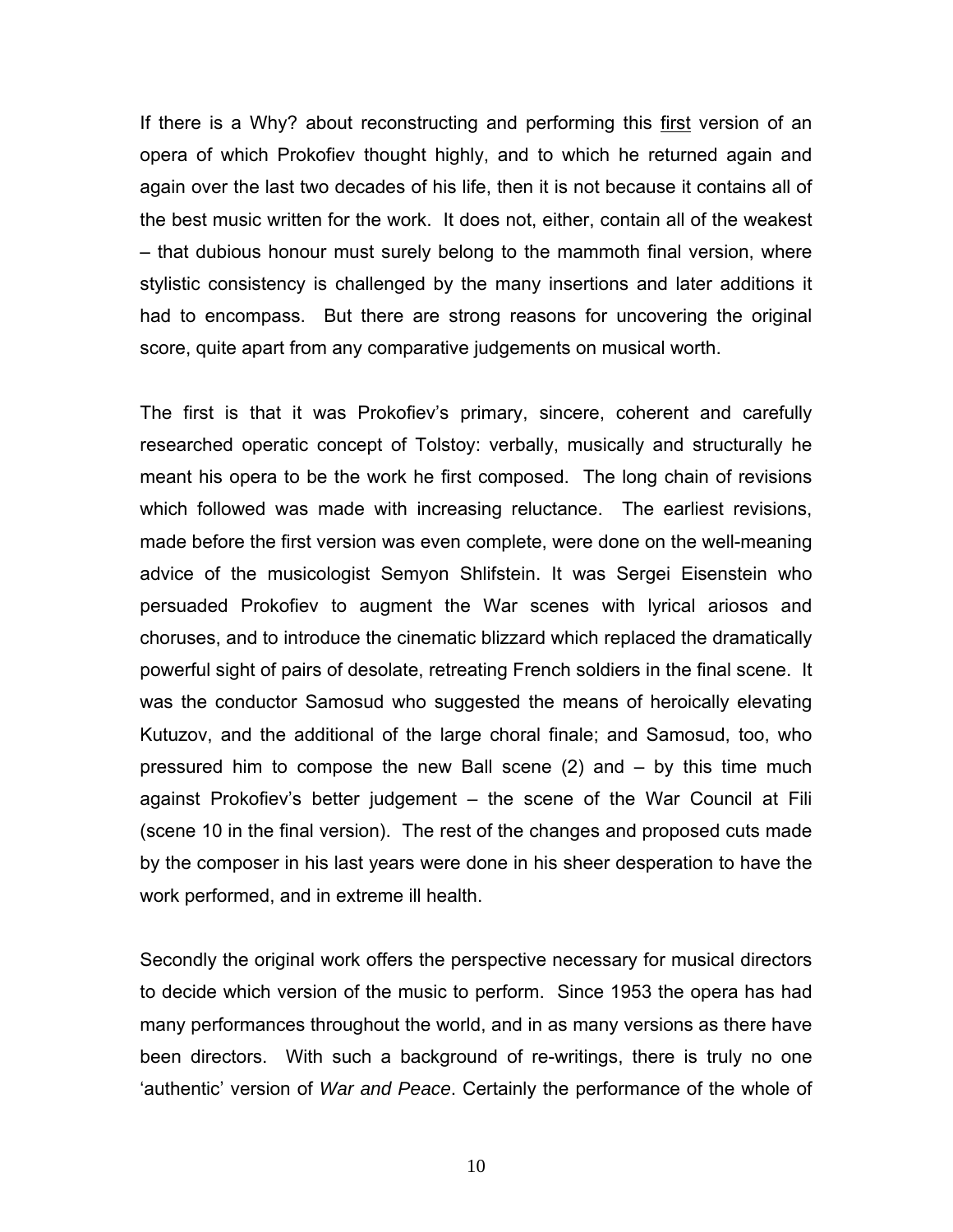If there is a Why? about reconstructing and performing this <u>first</u> version of an opera of which Prokofiev thought highly, and to which he returned again and again over the last two decades of his life, then it is not because it contains all of the best music written for the work. It does not, either, contain all of the weakest – that dubious honour must surely belong to the mammoth final version, where stylistic consistency is challenged by the many insertions and later additions it had to encompass. But there are strong reasons for uncovering the original score, quite apart from any comparative judgements on musical worth.

The first is that it was Prokofiev's primary, sincere, coherent and carefully researched operatic concept of Tolstoy: verbally, musically and structurally he meant his opera to be the work he first composed. The long chain of revisions which followed was made with increasing reluctance. The earliest revisions, made before the first version was even complete, were done on the well-meaning advice of the musicologist Semyon Shlifstein. It was Sergei Eisenstein who persuaded Prokofiev to augment the War scenes with lyrical ariosos and choruses, and to introduce the cinematic blizzard which replaced the dramatically powerful sight of pairs of desolate, retreating French soldiers in the final scene. It was the conductor Samosud who suggested the means of heroically elevating Kutuzov, and the additional of the large choral finale; and Samosud, too, who pressured him to compose the new Ball scene (2) and – by this time much against Prokofiev's better judgement – the scene of the War Council at Fili (scene 10 in the final version). The rest of the changes and proposed cuts made by the composer in his last years were done in his sheer desperation to have the work performed, and in extreme ill health.

Secondly the original work offers the perspective necessary for musical directors to decide which version of the music to perform. Since 1953 the opera has had many performances throughout the world, and in as many versions as there have been directors. With such a background of re-writings, there is truly no one 'authentic' version of *War and Peace*. Certainly the performance of the whole of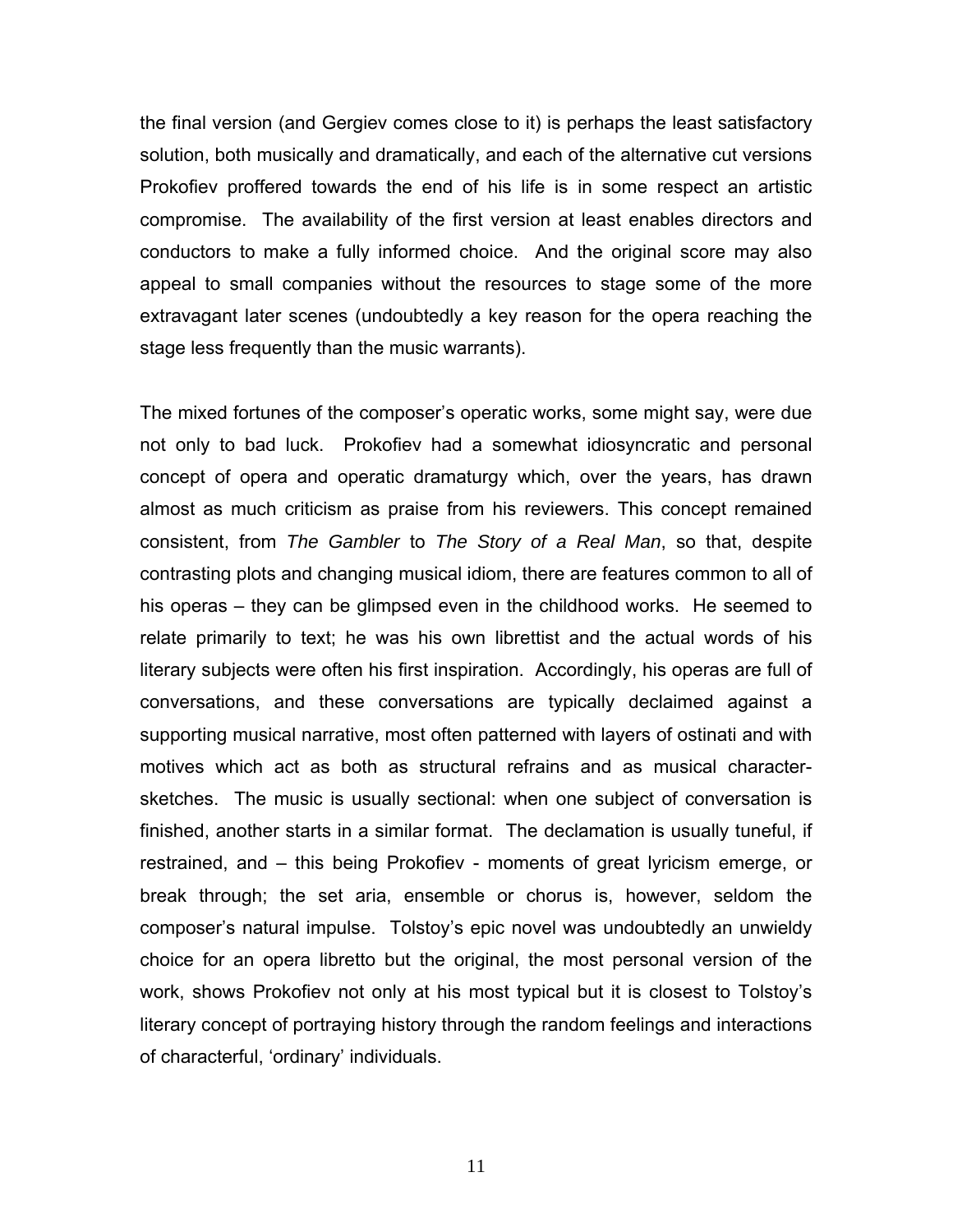the final version (and Gergiev comes close to it) is perhaps the least satisfactory solution, both musically and dramatically, and each of the alternative cut versions Prokofiev proffered towards the end of his life is in some respect an artistic compromise. The availability of the first version at least enables directors and conductors to make a fully informed choice. And the original score may also appeal to small companies without the resources to stage some of the more extravagant later scenes (undoubtedly a key reason for the opera reaching the stage less frequently than the music warrants).

The mixed fortunes of the composer's operatic works, some might say, were due not only to bad luck. Prokofiev had a somewhat idiosyncratic and personal concept of opera and operatic dramaturgy which, over the years, has drawn almost as much criticism as praise from his reviewers. This concept remained consistent, from *The Gambler* to *The Story of a Real Man*, so that, despite contrasting plots and changing musical idiom, there are features common to all of his operas – they can be glimpsed even in the childhood works. He seemed to relate primarily to text; he was his own librettist and the actual words of his literary subjects were often his first inspiration. Accordingly, his operas are full of conversations, and these conversations are typically declaimed against a supporting musical narrative, most often patterned with layers of ostinati and with motives which act as both as structural refrains and as musical character-sketches. The music is usually sectional: when one subject of conversation is finished, another starts in a similar format. The declamation is usually tuneful, if restrained, and – this being Prokofiev - moments of great lyricism emerge, or break through; the set aria, ensemble or chorus is, however, seldom the composer's natural impulse. Tolstoy's epic novel was undoubtedly an unwieldy choice for an opera libretto but the original, the most personal version of the work, shows Prokofiev not only at his most typical but it is closest to Tolstoy's literary concept of portraying history through the random feelings and interactions of characterful, 'ordinary' individuals.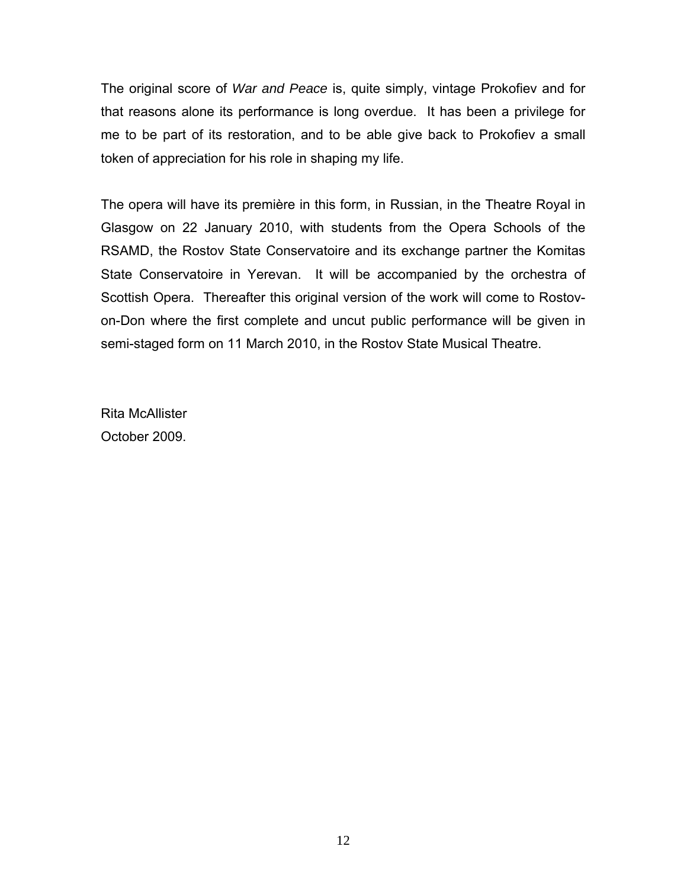The original score of *War and Peace* is, quite simply, vintage Prokofiev and for that reasons alone its performance is long overdue. It has been a privilege for me to be part of its restoration, and to be able give back to Prokofiev a small token of appreciation for his role in shaping my life.

The opera will have its première in this form, in Russian, in the Theatre Royal in Glasgow on 22 January 2010, with students from the Opera Schools of the RSAMD, the Rostov State Conservatoire and its exchange partner the Komitas State Conservatoire in Yerevan. It will be accompanied by the orchestra of Scottish Opera. Thereafter this original version of the work will come to Rostov-on-Don where the first complete and uncut public performance will be given in semi-staged form on 11 March 2010, in the Rostov State Musical Theatre.

Rita McAllister
October 2009.